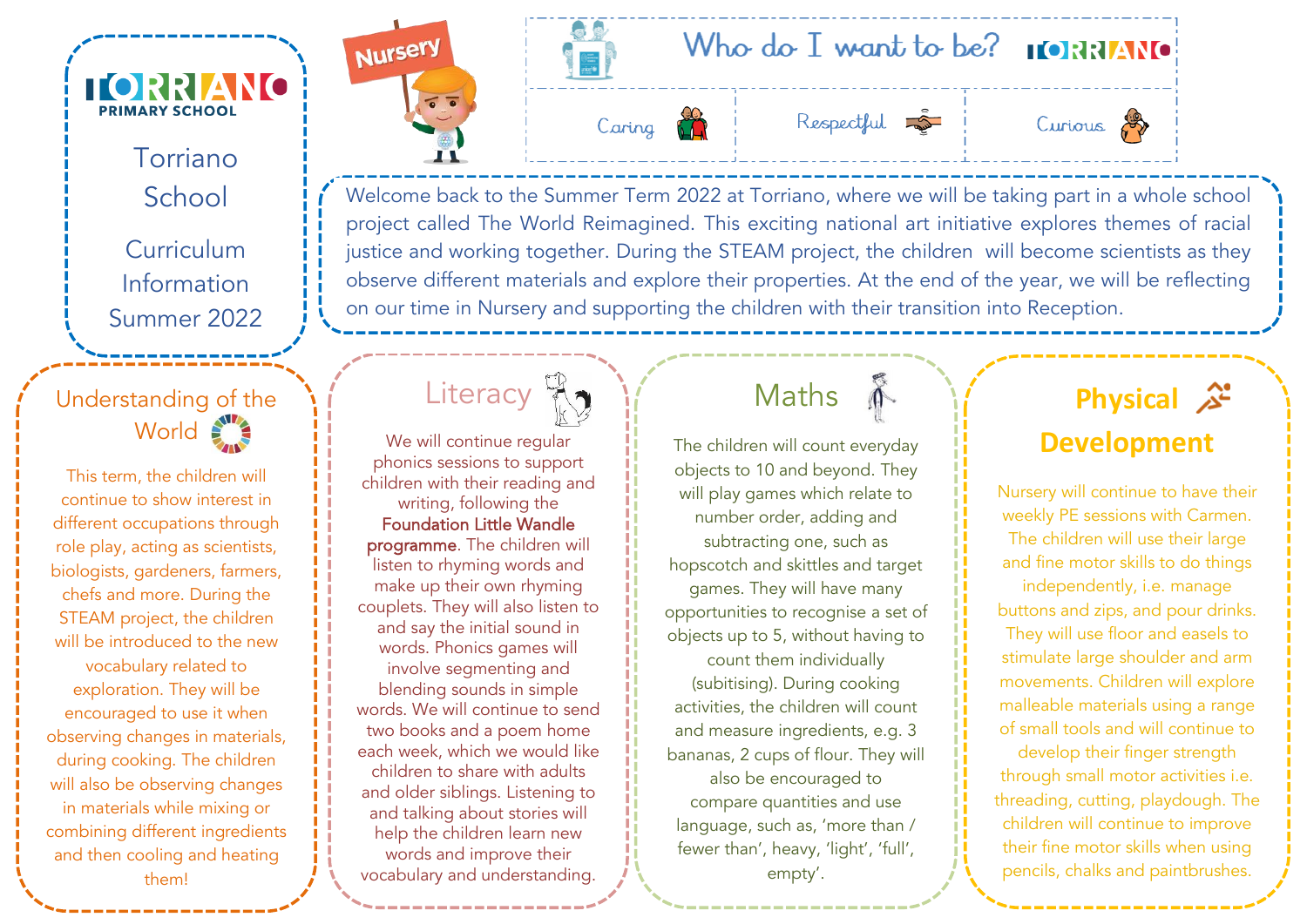# Torriano School

## Curriculum Information Summer 2022

**Nursery**

## Who do I want to be?

Caring | Respectful | Curious

Welcome back to the Summer Term 2022 at Torriano, where we will be taking part in a whole school project called The World Reimagined. This exciting national art initiative explores themes of racial justice and working together. During the STEAM project, the children will become scientists as they observe different materials and explore their properties. At the end of the year, we will be reflecting on our time in Nursery and supporting the children with their transition into Reception.

### Understanding of the World

This term, the children will continue to show interest in different occupations through role play, acting as scientists, biologists, gardeners, farmers, chefs and more. During the STEAM project, the children will be introduced to the new vocabulary related to exploration. They will be encouraged to use it when observing changes in materials, during cooking. The children will also be observing changes in materials while mixing or combining different ingredients and then cooling and heating them!

### Literacy

We will continue regular phonics sessions to support children with their reading and writing, following the **Foundation Little Wandle programme**. The children will listen to rhyming words and make up their own rhyming couplets. They will also listen to and say the initial sound in words. Phonics games will involve segmenting and blending sounds in simple words. We will continue to send two books and a poem home each week, which we would like children to share with adults and older siblings. Listening to and talking about stories will help the children learn new words and improve their vocabulary and understanding.

### Maths

The children will count everyday objects to 10 and beyond. They will play games which relate to number order, adding and subtracting one, such as hopscotch and skittles and target games. They will have many opportunities to recognise a set of objects up to 5, without having to count them individually (subitising). During cooking activities, the children will count and measure ingredients, e.g. 3 bananas, 2 cups of flour. They will also be encouraged to compare quantities and use language, such as, 'more than / fewer than', heavy, 'light', 'full', empty'.

### Physical Development

Nursery will continue to have their weekly PE sessions with Carmen. The children will use their large and fine motor skills to do things independently, i.e. manage buttons and zips, and pour drinks. They will use floor and easels to stimulate large shoulder and arm movements. Children will explore malleable materials using a range of small tools and will continue to develop their finger strength through small motor activities i.e. threading, cutting, playdough. The children will continue to improve their fine motor skills when using pencils, chalks and paintbrushes.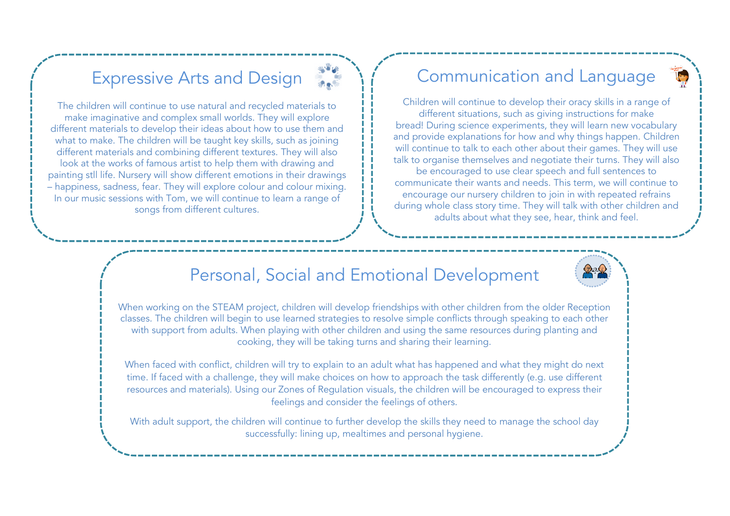## Expressive Arts and Design

The children will continue to use natural and recycled materials to make imaginative and complex small worlds. They will explore different materials to develop their ideas about how to use them and what to make. The children will be taught key skills, such as joining different materials and combining different textures. They will also look at the works of famous artist to help them with drawing and painting stll life. Nursery will show different emotions in their drawings – happiness, sadness, fear. They will explore colour and colour mixing. In our music sessions with Tom, we will continue to learn a range of songs from different cultures.

## Communication and Language

Children will continue to develop their oracy skills in a range of different situations, such as giving instructions for make bread! During science experiments, they will learn new vocabulary and provide explanations for how and why things happen. Children will continue to talk to each other about their games. They will use talk to organise themselves and negotiate their turns. They will also be encouraged to use clear speech and full sentences to communicate their wants and needs. This term, we will continue to encourage our nursery children to join in with repeated refrains during whole class story time. They will talk with other children and adults about what they see, hear, think and feel.

## Personal, Social and Emotional Development

When working on the STEAM project, children will develop friendships with other children from the older Reception classes. The children will begin to use learned strategies to resolve simple conflicts through speaking to each other with support from adults. When playing with other children and using the same resources during planting and cooking, they will be taking turns and sharing their learning.

When faced with conflict, children will try to explain to an adult what has happened and what they might do next time. If faced with a challenge, they will make choices on how to approach the task differently (e.g. use different resources and materials). Using our Zones of Regulation visuals, the children will be encouraged to express their feelings and consider the feelings of others.

With adult support, the children will continue to further develop the skills they need to manage the school day successfully: lining up, mealtimes and personal hygiene.